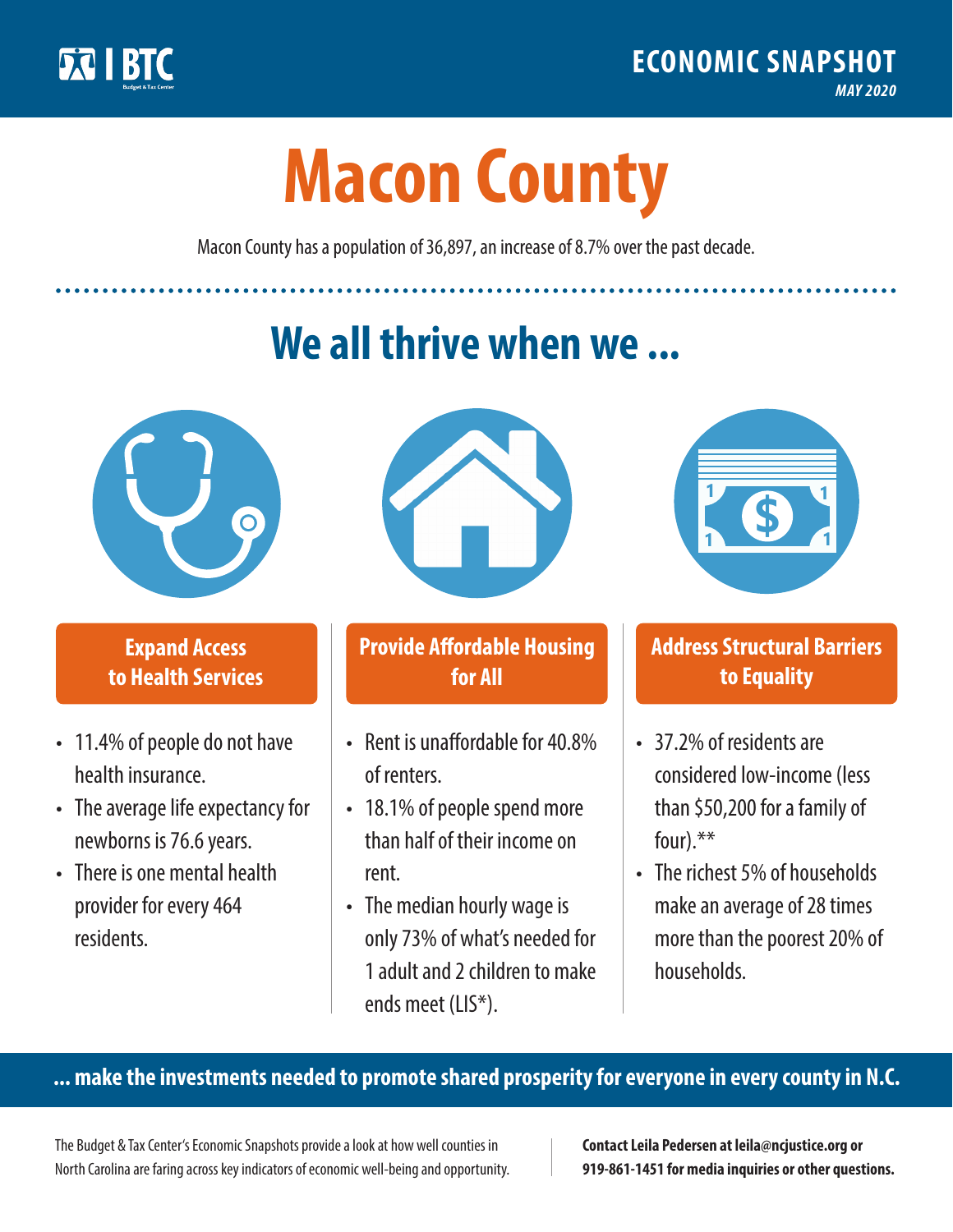ECONOMIC SNAPSHOT
*MAY 2020*

# Macon County

Macon County has a population of 36,897, an increase of 8.7% over the past decade.

## We all thrive when we ...

### Expand Access to Health Services

- 11.4% of people do not have health insurance.
- The average life expectancy for newborns is 76.6 years.
- There is one mental health provider for every 464 residents.

### Provide Affordable Housing for All

- Rent is unaffordable for 40.8% of renters.
- 18.1% of people spend more than half of their income on rent.
- The median hourly wage is only 73% of what's needed for 1 adult and 2 children to make ends meet (LIS*).

### Address Structural Barriers to Equality

- 37.2% of residents are considered low-income (less than $50,200 for a family of four).**
- The richest 5% of households make an average of 28 times more than the poorest 20% of households.

**... make the investments needed to promote shared prosperity for everyone in every county in N.C.**

The Budget & Tax Center's Economic Snapshots provide a look at how well counties in North Carolina are faring across key indicators of economic well-being and opportunity.

**Contact Leila Pedersen at leila@ncjustice.org or 919-861-1451 for media inquiries or other questions.**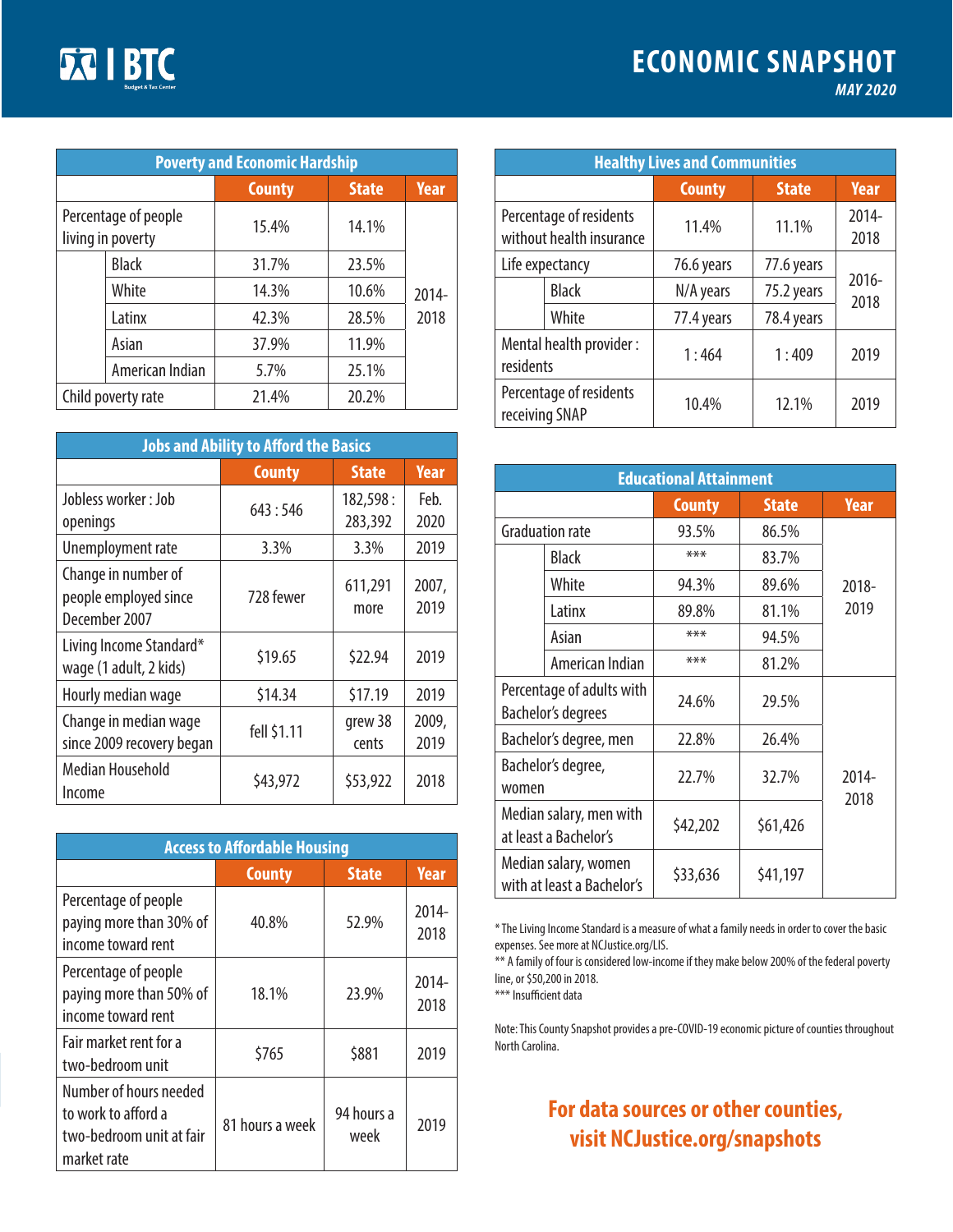BTC Budget & Tax Center

# ECONOMIC SNAPSHOT

*MAY 2020*

| Poverty and Economic Hardship | | County | State | Year |
|---|---|---|---|---|
| Percentage of people living in poverty | | 15.4% | 14.1% | 2014-2018 |
| | Black | 31.7% | 23.5% | |
| | White | 14.3% | 10.6% | |
| | Latinx | 42.3% | 28.5% | |
| | Asian | 37.9% | 11.9% | |
| | American Indian | 5.7% | 25.1% | |
| Child poverty rate | | 21.4% | 20.2% | |

| Jobs and Ability to Afford the Basics | County | State | Year |
|---|---|---|---|
| Jobless worker : Job openings | 643 : 546 | 182,598 : 283,392 | Feb. 2020 |
| Unemployment rate | 3.3% | 3.3% | 2019 |
| Change in number of people employed since December 2007 | 728 fewer | 611,291 more | 2007, 2019 |
| Living Income Standard* wage (1 adult, 2 kids) | $19.65 | $22.94 | 2019 |
| Hourly median wage | $14.34 | $17.19 | 2019 |
| Change in median wage since 2009 recovery began | fell $1.11 | grew 38 cents | 2009, 2019 |
| Median Household Income | $43,972 | $53,922 | 2018 |

| Access to Affordable Housing | County | State | Year |
|---|---|---|---|
| Percentage of people paying more than 30% of income toward rent | 40.8% | 52.9% | 2014-2018 |
| Percentage of people paying more than 50% of income toward rent | 18.1% | 23.9% | 2014-2018 |
| Fair market rent for a two-bedroom unit | $765 | $881 | 2019 |
| Number of hours needed to work to afford a two-bedroom unit at fair market rate | 81 hours a week | 94 hours a week | 2019 |

| Healthy Lives and Communities | | County | State | Year |
|---|---|---|---|---|
| Percentage of residents without health insurance | | 11.4% | 11.1% | 2014-2018 |
| Life expectancy | | 76.6 years | 77.6 years | 2016-2018 |
| | Black | N/A years | 75.2 years | |
| | White | 77.4 years | 78.4 years | |
| Mental health provider : residents | | 1 : 464 | 1 : 409 | 2019 |
| Percentage of residents receiving SNAP | | 10.4% | 12.1% | 2019 |

| Educational Attainment | | County | State | Year |
|---|---|---|---|---|
| Graduation rate | | 93.5% | 86.5% | 2018-2019 |
| | Black | *** | 83.7% | |
| | White | 94.3% | 89.6% | |
| | Latinx | 89.8% | 81.1% | |
| | Asian | *** | 94.5% | |
| | American Indian | *** | 81.2% | |
| Percentage of adults with Bachelor's degrees | | 24.6% | 29.5% | 2014-2018 |
| Bachelor's degree, men | | 22.8% | 26.4% | |
| Bachelor's degree, women | | 22.7% | 32.7% | |
| Median salary, men with at least a Bachelor's | | $42,202 | $61,426 | |
| Median salary, women with at least a Bachelor's | | $33,636 | $41,197 | |

\* The Living Income Standard is a measure of what a family needs in order to cover the basic expenses. See more at NCJustice.org/LIS.

** A family of four is considered low-income if they make below 200% of the federal poverty line, or $50,200 in 2018.

*** Insufficient data

Note: This County Snapshot provides a pre-COVID-19 economic picture of counties throughout North Carolina.

**For data sources or other counties, visit NCJustice.org/snapshots**